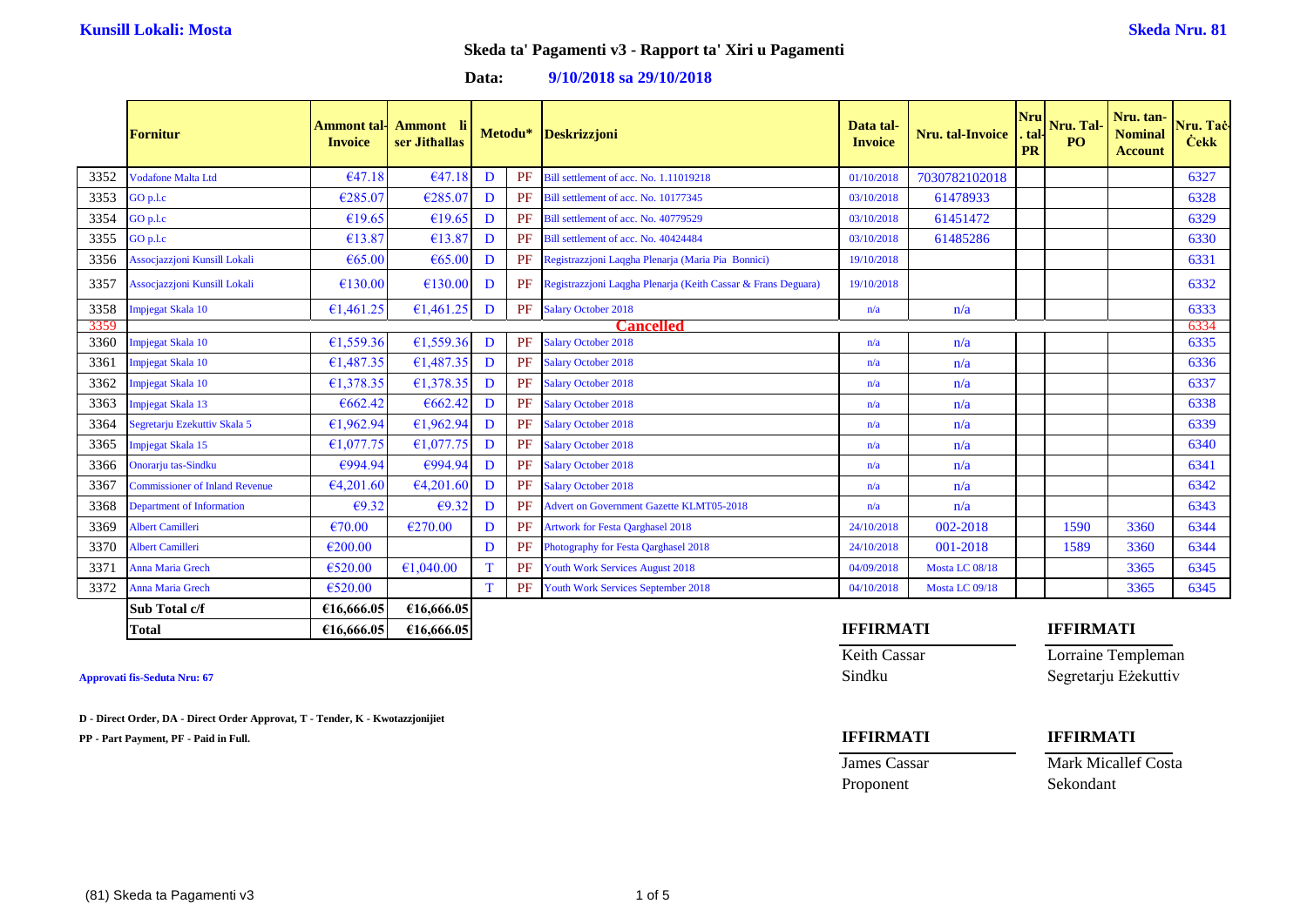**Kunsill Lokali: Mosta** **Skeda Nru. 81**

## Skeda ta' Pagamenti v3 - Rapport ta' Xiri u Pagamenti

**Data: 9/10/2018 sa 29/10/2018**

| | Fornitur | Ammont tal-Invoice | Ammont li ser Jitħallas | Metodu* | | Deskrizzjoni | Data tal-Invoice | Nru. tal-Invoice | Nru. tal-PR | Nru. Tal-PO | Nru. tan-Nominal Account | Nru. Taċ-Ċekk |
|---|---|---|---|---|---|---|---|---|---|---|---|---|
| 3352 | Vodafone Malta Ltd | €47.18 | €47.18 | D | PF | Bill settlement of acc. No. 1.11019218 | 01/10/2018 | 7030782102018 | | | | 6327 |
| 3353 | GO p.l.c | €285.07 | €285.07 | D | PF | Bill settlement of acc. No. 10177345 | 03/10/2018 | 61478933 | | | | 6328 |
| 3354 | GO p.l.c | €19.65 | €19.65 | D | PF | Bill settlement of acc. No. 40779529 | 03/10/2018 | 61451472 | | | | 6329 |
| 3355 | GO p.l.c | €13.87 | €13.87 | D | PF | Bill settlement of acc. No. 40424484 | 03/10/2018 | 61485286 | | | | 6330 |
| 3356 | Assocjazzjoni Kunsill Lokali | €65.00 | €65.00 | D | PF | Registrazzjoni Laqgha Plenarja (Maria Pia Bonnici) | 19/10/2018 | | | | | 6331 |
| 3357 | Assocjazzjoni Kunsill Lokali | €130.00 | €130.00 | D | PF | Registrazzjoni Laqgha Plenarja (Keith Cassar & Frans Deguara) | 19/10/2018 | | | | | 6332 |
| 3358 | Impjegat Skala 10 | €1,461.25 | €1,461.25 | D | PF | Salary October 2018 | n/a | n/a | | | | 6333 |
| 3359 | | | | | | **Cancelled** | | | | | | 6334 |
| 3360 | Impjegat Skala 10 | €1,559.36 | €1,559.36 | D | PF | Salary October 2018 | n/a | n/a | | | | 6335 |
| 3361 | Impjegat Skala 10 | €1,487.35 | €1,487.35 | D | PF | Salary October 2018 | n/a | n/a | | | | 6336 |
| 3362 | Impjegat Skala 10 | €1,378.35 | €1,378.35 | D | PF | Salary October 2018 | n/a | n/a | | | | 6337 |
| 3363 | Impjegat Skala 13 | €662.42 | €662.42 | D | PF | Salary October 2018 | n/a | n/a | | | | 6338 |
| 3364 | Segretarju Ezekuttiv Skala 5 | €1,962.94 | €1,962.94 | D | PF | Salary October 2018 | n/a | n/a | | | | 6339 |
| 3365 | Impjegat Skala 15 | €1,077.75 | €1,077.75 | D | PF | Salary October 2018 | n/a | n/a | | | | 6340 |
| 3366 | Onorarju tas-Sindku | €994.94 | €994.94 | D | PF | Salary October 2018 | n/a | n/a | | | | 6341 |
| 3367 | Commissioner of Inland Revenue | €4,201.60 | €4,201.60 | D | PF | Salary October 2018 | n/a | n/a | | | | 6342 |
| 3368 | Department of Information | €9.32 | €9.32 | D | PF | Advert on Government Gazette KLMT05-2018 | n/a | n/a | | | | 6343 |
| 3369 | Albert Camilleri | €70.00 | €270.00 | D | PF | Artwork for Festa Qarghasel 2018 | 24/10/2018 | 002-2018 | | 1590 | 3360 | 6344 |
| 3370 | Albert Camilleri | €200.00 | | D | PF | Photography for Festa Qarghasel 2018 | 24/10/2018 | 001-2018 | | 1589 | 3360 | 6344 |
| 3371 | Anna Maria Grech | €520.00 | €1,040.00 | T | PF | Youth Work Services August 2018 | 04/09/2018 | Mosta LC 08/18 | | | 3365 | 6345 |
| 3372 | Anna Maria Grech | €520.00 | | T | PF | Youth Work Services September 2018 | 04/10/2018 | Mosta LC 09/18 | | | 3365 | 6345 |
| | **Sub Total c/f** | **€16,666.05** | **€16,666.05** | | | | | | | | | |
| | **Total** | **€16,666.05** | **€16,666.05** | | | | | | | | | |

**Approvati fis-Seduta Nru: 67**

**D - Direct Order, DA - Direct Order Approvat, T - Tender, K - Kwotazzjonijiet**

**PP - Part Payment, PF - Paid in Full.**

**IFFIRMATI**
Keith Cassar
Sindku

**IFFIRMATI**
Lorraine Templeman
Segretarju Eżekuttiv

**IFFIRMATI**
James Cassar
Proponent

**IFFIRMATI**
Mark Micallef Costa
Sekondant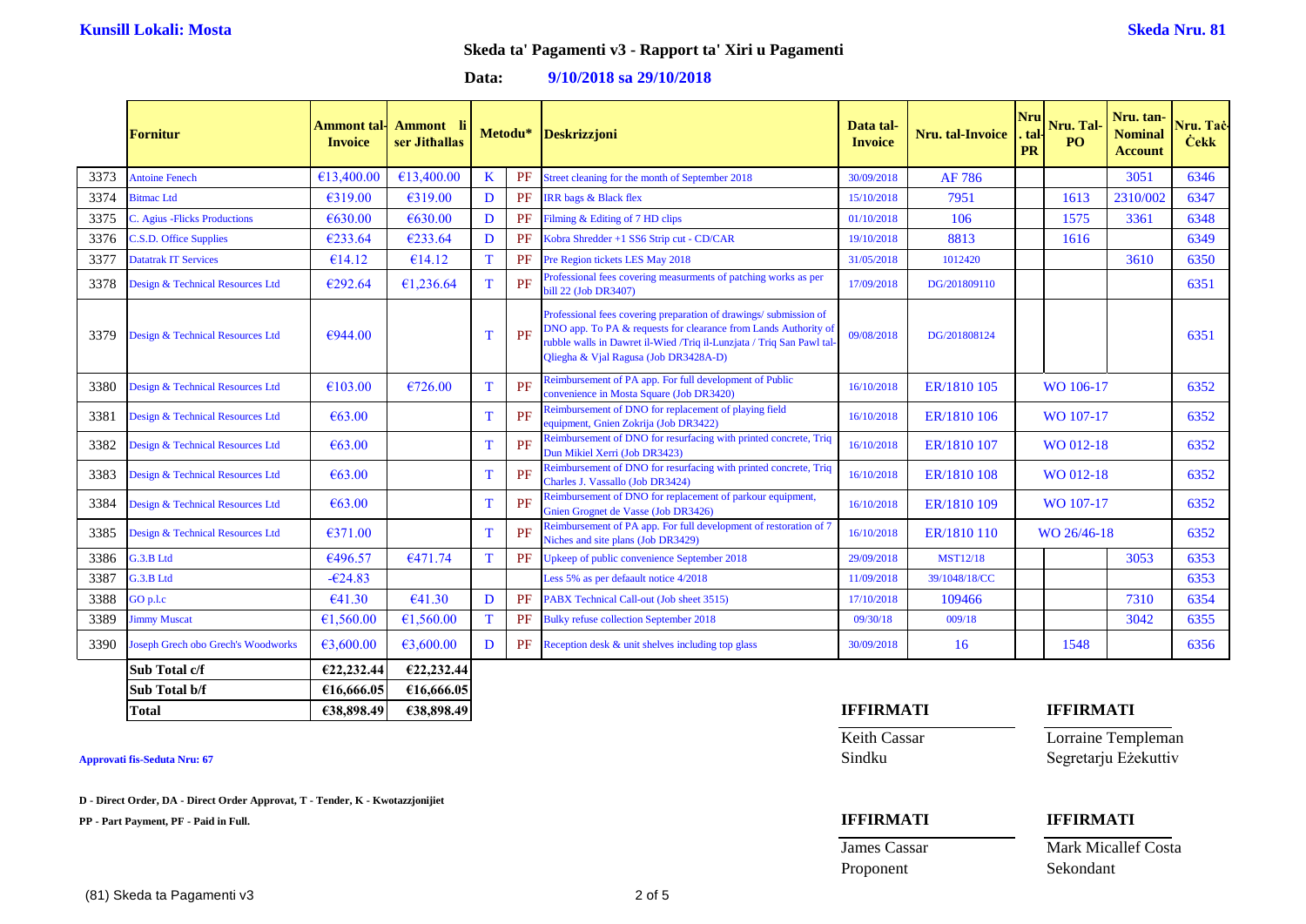**Kunsill Lokali: Mosta** **Skeda Nru. 81**

## Skeda ta' Pagamenti v3 - Rapport ta' Xiri u Pagamenti

**Data: 9/10/2018 sa 29/10/2018**

| | Fornitur | Ammont tal-Invoice | Ammont li ser Jitħallas | Metodu* | | Deskrizzjoni | Data tal-Invoice | Nru. tal-Invoice | Nru. tal-PR | Nru. Tal-PO | Nru. tan-Nominal Account | Nru. Taċ-Ċekk |
|---|---|---|---|---|---|---|---|---|---|---|---|---|
| 3373 | Antoine Fenech | €13,400.00 | €13,400.00 | K | PF | Street cleaning for the month of September 2018 | 30/09/2018 | AF 786 | | | 3051 | 6346 |
| 3374 | Bitmac Ltd | €319.00 | €319.00 | D | PF | IRR bags & Black flex | 15/10/2018 | 7951 | | 1613 | 2310/002 | 6347 |
| 3375 | C. Agius -Flicks Productions | €630.00 | €630.00 | D | PF | Filming & Editing of 7 HD clips | 01/10/2018 | 106 | | 1575 | 3361 | 6348 |
| 3376 | C.S.D. Office Supplies | €233.64 | €233.64 | D | PF | Kobra Shredder +1 SS6 Strip cut - CD/CAR | 19/10/2018 | 8813 | | 1616 | | 6349 |
| 3377 | Datatrak IT Services | €14.12 | €14.12 | T | PF | Pre Region tickets LES May 2018 | 31/05/2018 | 1012420 | | | 3610 | 6350 |
| 3378 | Design & Technical Resources Ltd | €292.64 | €1,236.64 | T | PF | Professional fees covering measurments of patching works as per bill 22 (Job DR3407) | 17/09/2018 | DG/201809110 | | | | 6351 |
| 3379 | Design & Technical Resources Ltd | €944.00 | | T | PF | Professional fees covering preparation of drawings/ submission of DNO app. To PA & requests for clearance from Lands Authority of rubble walls in Dawret il-Wied /Triq il-Lunzjata / Triq San Pawl tal-Qliegħa & Vjal Ragusa (Job DR3428A-D) | 09/08/2018 | DG/201808124 | | | | 6351 |
| 3380 | Design & Technical Resources Ltd | €103.00 | €726.00 | T | PF | Reimbursement of PA app. For full development of Public convenience in Mosta Square (Job DR3420) | 16/10/2018 | ER/1810 105 | | WO 106-17 | | 6352 |
| 3381 | Design & Technical Resources Ltd | €63.00 | | T | PF | Reimbursement of DNO for replacement of playing field equipment, Gnien Zokrija (Job DR3422) | 16/10/2018 | ER/1810 106 | | WO 107-17 | | 6352 |
| 3382 | Design & Technical Resources Ltd | €63.00 | | T | PF | Reimbursement of DNO for resurfacing with printed concrete, Triq Dun Mikiel Xerri (Job DR3423) | 16/10/2018 | ER/1810 107 | | WO 012-18 | | 6352 |
| 3383 | Design & Technical Resources Ltd | €63.00 | | T | PF | Reimbursement of DNO for resurfacing with printed concrete, Triq Charles J. Vassallo (Job DR3424) | 16/10/2018 | ER/1810 108 | | WO 012-18 | | 6352 |
| 3384 | Design & Technical Resources Ltd | €63.00 | | T | PF | Reimbursement of DNO for replacement of parkour equipment, Gnien Grognet de Vasse (Job DR3426) | 16/10/2018 | ER/1810 109 | | WO 107-17 | | 6352 |
| 3385 | Design & Technical Resources Ltd | €371.00 | | T | PF | Reimbursement of PA app. For full development of restoration of 7 Niches and site plans (Job DR3429) | 16/10/2018 | ER/1810 110 | | WO 26/46-18 | | 6352 |
| 3386 | G.3.B Ltd | €496.57 | €471.74 | T | PF | Upkeep of public convenience September 2018 | 29/09/2018 | MST12/18 | | | 3053 | 6353 |
| 3387 | G.3.B Ltd | -€24.83 | | | | Less 5% as per defaault notice 4/2018 | 11/09/2018 | 39/1048/18/CC | | | | 6353 |
| 3388 | GO p.l.c | €41.30 | €41.30 | D | PF | PABX Technical Call-out (Job sheet 3515) | 17/10/2018 | 109466 | | | 7310 | 6354 |
| 3389 | Jimmy Muscat | €1,560.00 | €1,560.00 | T | PF | Bulky refuse collection September 2018 | 09/30/18 | 009/18 | | | 3042 | 6355 |
| 3390 | Joseph Grech obo Grech's Woodworks | €3,600.00 | €3,600.00 | D | PF | Reception desk & unit shelves including top glass | 30/09/2018 | 16 | | 1548 | | 6356 |
| | **Sub Total c/f** | €22,232.44 | €22,232.44 | | | | | | | | | |
| | **Sub Total b/f** | €16,666.05 | €16,666.05 | | | | | | | | | |
| | **Total** | €38,898.49 | €38,898.49 | | | | | | | | | |

**Approvati fis-Seduta Nru: 67**

**D - Direct Order, DA - Direct Order Approvat, T - Tender, K - Kwotazzjonijiet**

**PP - Part Payment, PF - Paid in Full.**

| **IFFIRMATI** | **IFFIRMATI** |
|---|---|
| Keith Cassar | Lorraine Templeman |
| Sindku | Segretarju Eżekuttiv |

| **IFFIRMATI** | **IFFIRMATI** |
|---|---|
| James Cassar | Mark Micallef Costa |
| Proponent | Sekondant |

(81) Skeda ta Pagamenti v3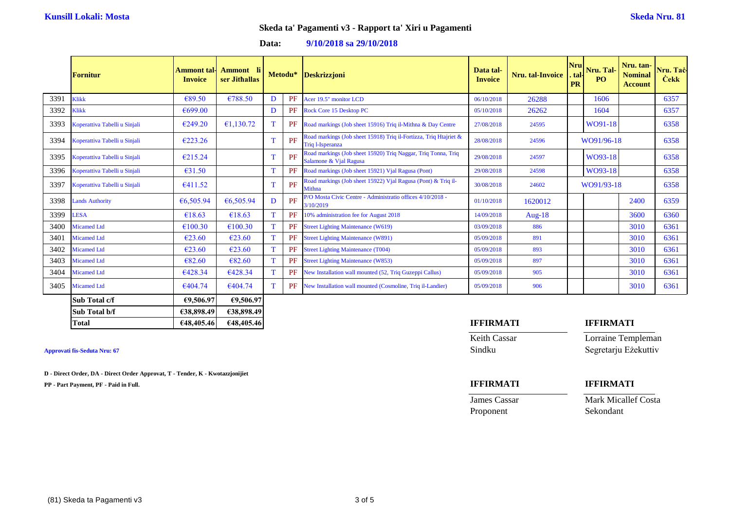**Kunsill Lokali: Mosta** **Skeda Nru. 81**

## Skeda ta' Pagamenti v3 - Rapport ta' Xiri u Pagamenti

**Data: 9/10/2018 sa 29/10/2018**

| | Fornitur | Ammont tal-Invoice | Ammont li ser Jitħallas | Metodu* | | Deskrizzjoni | Data tal-Invoice | Nru. tal-Invoice | Nru. tal-PR | Nru. Tal-PO | Nru. tan-Nominal Account | Nru. Taċ-Ċekk |
|---|---|---|---|---|---|---|---|---|---|---|---|---|
| 3391 | Klikk | €89.50 | €788.50 | D | PF | Acer 19.5" monitor LCD | 06/10/2018 | 26288 | | 1606 | | 6357 |
| 3392 | Klikk | €699.00 | | D | PF | Rock Core 15 Desktop PC | 05/10/2018 | 26262 | | 1604 | | 6357 |
| 3393 | Koperattiva Tabelli u Sinjali | €249.20 | €1,130.72 | T | PF | Road markings (Job sheet 15916) Triq il-Mithna & Day Centre | 27/08/2018 | 24595 | | WO91-18 | | 6358 |
| 3394 | Koperattiva Tabelli u Sinjali | €223.26 | | T | PF | Road markings (Job sheet 15918) Triq il-Fortizza, Triq Htajriet & Triq l-Isperanza | 28/08/2018 | 24596 | WO91/96-18 | | | 6358 |
| 3395 | Koperattiva Tabelli u Sinjali | €215.24 | | T | PF | Road markings (Job sheet 15920) Triq Naggar, Triq Tonna, Triq Salamone & Vjal Ragusa | 29/08/2018 | 24597 | | WO93-18 | | 6358 |
| 3396 | Koperattiva Tabelli u Sinjali | €31.50 | | T | PF | Road markings (Job sheet 15921) Vjal Ragusa (Pont) | 29/08/2018 | 24598 | | WO93-18 | | 6358 |
| 3397 | Koperattiva Tabelli u Sinjali | €411.52 | | T | PF | Road markings (Job sheet 15922) Vjal Ragusa (Pont) & Triq il-Mithna | 30/08/2018 | 24602 | WO91/93-18 | | | 6358 |
| 3398 | Lands Authority | €6,505.94 | €6,505.94 | D | PF | P/O Mosta Civic Centre - Administratio offices 4/10/2018 - 3/10/2019 | 01/10/2018 | 1620012 | | | 2400 | 6359 |
| 3399 | LESA | €18.63 | €18.63 | T | PF | 10% administration fee for August 2018 | 14/09/2018 | Aug-18 | | | 3600 | 6360 |
| 3400 | Micamed Ltd | €100.30 | €100.30 | T | PF | Street Lighting Maintenance (W619) | 03/09/2018 | 886 | | | 3010 | 6361 |
| 3401 | Micamed Ltd | €23.60 | €23.60 | T | PF | Street Lighting Maintenance (W891) | 05/09/2018 | 891 | | | 3010 | 6361 |
| 3402 | Micamed Ltd | €23.60 | €23.60 | T | PF | Street Lighting Maintenance (T004) | 05/09/2018 | 893 | | | 3010 | 6361 |
| 3403 | Micamed Ltd | €82.60 | €82.60 | T | PF | Street Lighting Maintenance (W853) | 05/09/2018 | 897 | | | 3010 | 6361 |
| 3404 | Micamed Ltd | €428.34 | €428.34 | T | PF | New Installation wall mounted (52, Triq Guzeppi Callus) | 05/09/2018 | 905 | | | 3010 | 6361 |
| 3405 | Micamed Ltd | €404.74 | €404.74 | T | PF | New Installation wall mounted (Cosmoline, Triq il-Landier) | 05/09/2018 | 906 | | | 3010 | 6361 |
| | **Sub Total c/f** | **€9,506.97** | **€9,506.97** | | | | | | | | | |
| | **Sub Total b/f** | **€38,898.49** | **€38,898.49** | | | | | | | | | |
| | **Total** | **€48,405.46** | **€48,405.46** | | | | | | | | | |

**Approvati fis-Seduta Nru: 67**

**D - Direct Order, DA - Direct Order Approvat, T - Tender, K - Kwotazzjonijiet**

**PP - Part Payment, PF - Paid in Full.**

| **IFFIRMATI** | **IFFIRMATI** |
|---|---|
| Keith Cassar | Lorraine Templeman |
| Sindku | Segretarju Eżekuttiv |

| **IFFIRMATI** | **IFFIRMATI** |
|---|---|
| James Cassar | Mark Micallef Costa |
| Proponent | Sekondant |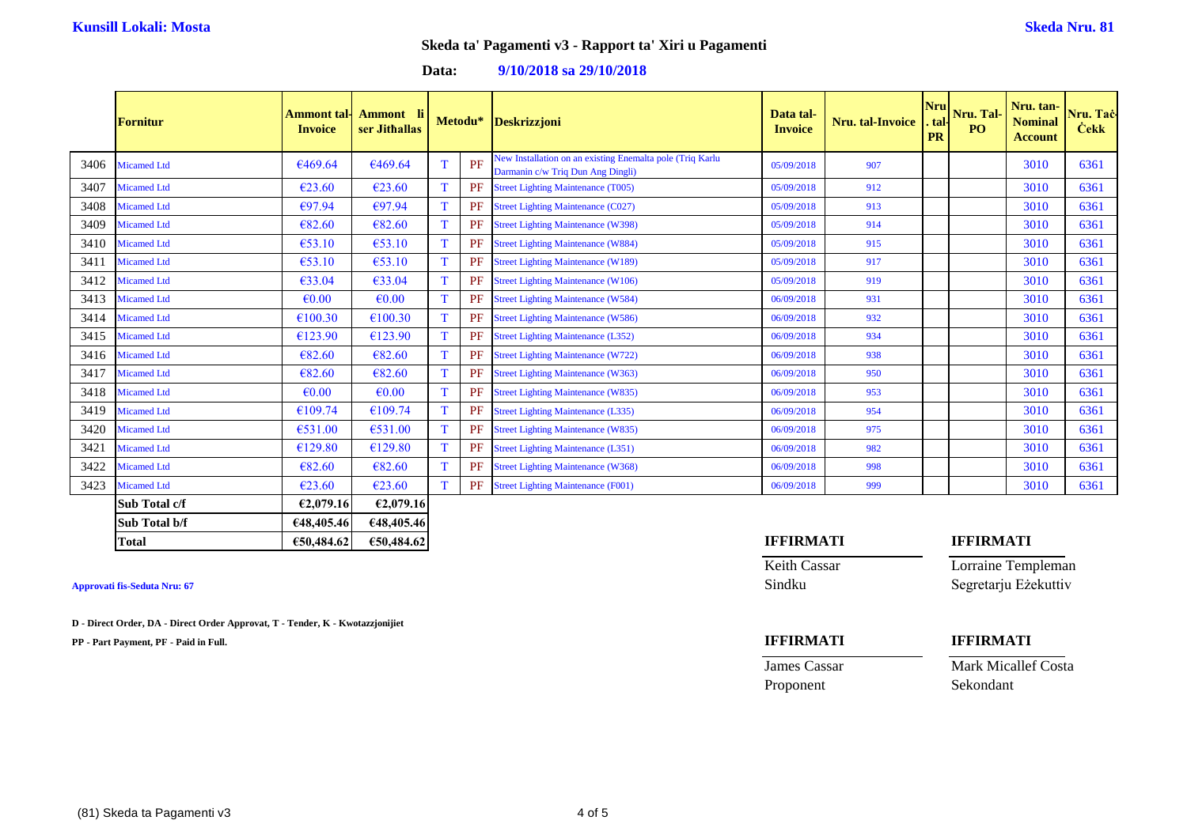**Kunsill Lokali: Mosta** **Skeda Nru. 81**

## Skeda ta' Pagamenti v3 - Rapport ta' Xiri u Pagamenti

**Data: 9/10/2018 sa 29/10/2018**

| | Fornitur | Ammont tal-Invoice | Ammont li ser Jitħallas | Metodu* | | Deskrizzjoni | Data tal-Invoice | Nru. tal-Invoice | Nru. tal-PR | Nru. Tal-PO | Nru. tan-Nominal Account | Nru. Taċ-Ċekk |
|---|---|---|---|---|---|---|---|---|---|---|---|---|
| 3406 | Micamed Ltd | €469.64 | €469.64 | T | PF | New Installation on an existing Enemalta pole (Triq Karlu Darmanin c/w Triq Dun Ang Dingli) | 05/09/2018 | 907 | | | 3010 | 6361 |
| 3407 | Micamed Ltd | €23.60 | €23.60 | T | PF | Street Lighting Maintenance (T005) | 05/09/2018 | 912 | | | 3010 | 6361 |
| 3408 | Micamed Ltd | €97.94 | €97.94 | T | PF | Street Lighting Maintenance (C027) | 05/09/2018 | 913 | | | 3010 | 6361 |
| 3409 | Micamed Ltd | €82.60 | €82.60 | T | PF | Street Lighting Maintenance (W398) | 05/09/2018 | 914 | | | 3010 | 6361 |
| 3410 | Micamed Ltd | €53.10 | €53.10 | T | PF | Street Lighting Maintenance (W884) | 05/09/2018 | 915 | | | 3010 | 6361 |
| 3411 | Micamed Ltd | €53.10 | €53.10 | T | PF | Street Lighting Maintenance (W189) | 05/09/2018 | 917 | | | 3010 | 6361 |
| 3412 | Micamed Ltd | €33.04 | €33.04 | T | PF | Street Lighting Maintenance (W106) | 05/09/2018 | 919 | | | 3010 | 6361 |
| 3413 | Micamed Ltd | €0.00 | €0.00 | T | PF | Street Lighting Maintenance (W584) | 06/09/2018 | 931 | | | 3010 | 6361 |
| 3414 | Micamed Ltd | €100.30 | €100.30 | T | PF | Street Lighting Maintenance (W586) | 06/09/2018 | 932 | | | 3010 | 6361 |
| 3415 | Micamed Ltd | €123.90 | €123.90 | T | PF | Street Lighting Maintenance (L352) | 06/09/2018 | 934 | | | 3010 | 6361 |
| 3416 | Micamed Ltd | €82.60 | €82.60 | T | PF | Street Lighting Maintenance (W722) | 06/09/2018 | 938 | | | 3010 | 6361 |
| 3417 | Micamed Ltd | €82.60 | €82.60 | T | PF | Street Lighting Maintenance (W363) | 06/09/2018 | 950 | | | 3010 | 6361 |
| 3418 | Micamed Ltd | €0.00 | €0.00 | T | PF | Street Lighting Maintenance (W835) | 06/09/2018 | 953 | | | 3010 | 6361 |
| 3419 | Micamed Ltd | €109.74 | €109.74 | T | PF | Street Lighting Maintenance (L335) | 06/09/2018 | 954 | | | 3010 | 6361 |
| 3420 | Micamed Ltd | €531.00 | €531.00 | T | PF | Street Lighting Maintenance (W835) | 06/09/2018 | 975 | | | 3010 | 6361 |
| 3421 | Micamed Ltd | €129.80 | €129.80 | T | PF | Street Lighting Maintenance (L351) | 06/09/2018 | 982 | | | 3010 | 6361 |
| 3422 | Micamed Ltd | €82.60 | €82.60 | T | PF | Street Lighting Maintenance (W368) | 06/09/2018 | 998 | | | 3010 | 6361 |
| 3423 | Micamed Ltd | €23.60 | €23.60 | T | PF | Street Lighting Maintenance (F001) | 06/09/2018 | 999 | | | 3010 | 6361 |
| | **Sub Total c/f** | **€2,079.16** | **€2,079.16** | | | | | | | | | |
| | **Sub Total b/f** | **€48,405.46** | **€48,405.46** | | | | | | | | | |
| | **Total** | **€50,484.62** | **€50,484.62** | | | | | | | | | |

**Approvati fis-Seduta Nru: 67**

**D - Direct Order, DA - Direct Order Approvat, T - Tender, K - Kwotazzjonijiet**

**PP - Part Payment, PF - Paid in Full.**

**IFFIRMATI**

Keith Cassar
Sindku

**IFFIRMATI**

Lorraine Templeman
Segretarju Eżekuttiv

**IFFIRMATI**

James Cassar
Proponent

**IFFIRMATI**

Mark Micallef Costa
Sekondant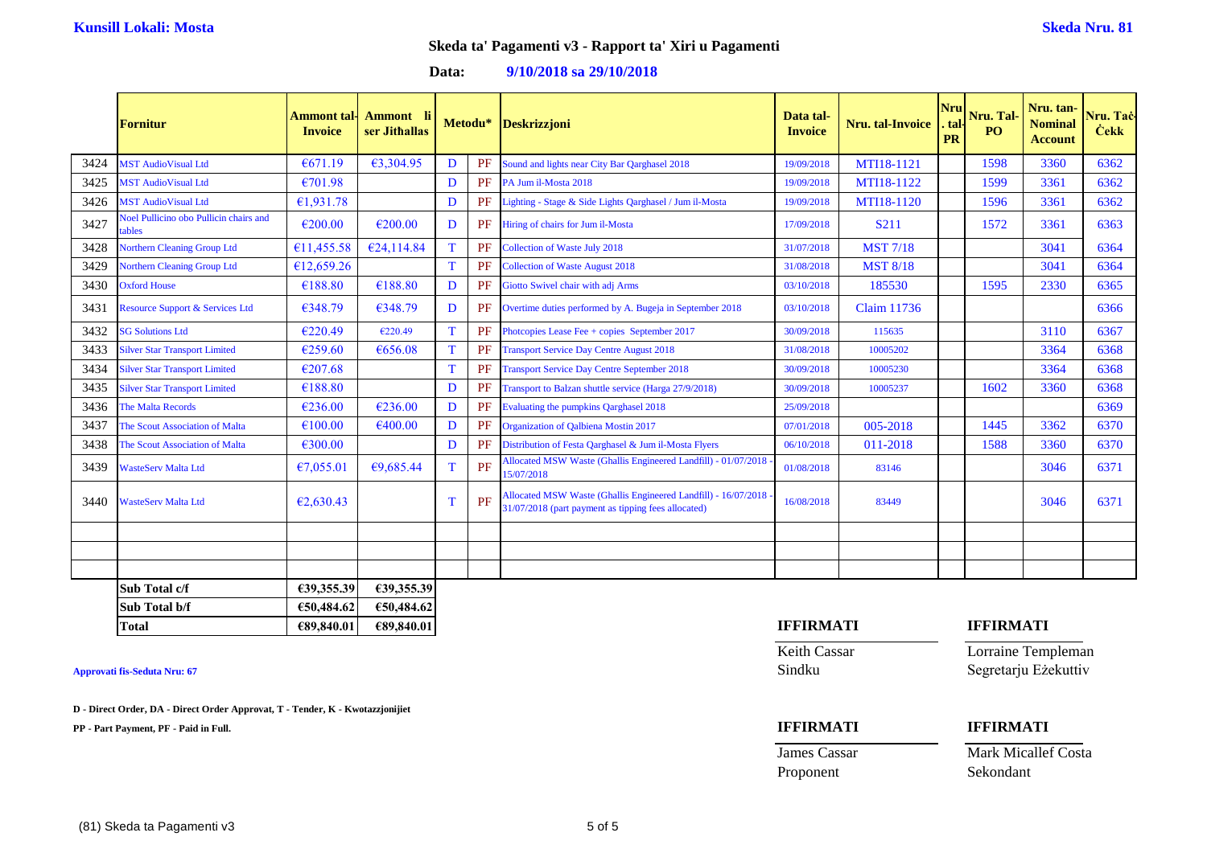**Kunsill Lokali: Mosta** **Skeda Nru. 81**

## Skeda ta' Pagamenti v3 - Rapport ta' Xiri u Pagamenti

**Data: 9/10/2018 sa 29/10/2018**

| | Fornitur | Ammont tal-Invoice | Ammont li ser Jitħallas | Metodu* | | Deskrizzjoni | Data tal-Invoice | Nru. tal-Invoice | Nru. tal-PR | Nru. Tal-PO | Nru. tan-Nominal Account | Nru. Taċ-Ċekk |
|---|---|---|---|---|---|---|---|---|---|---|---|---|
| 3424 | MST AudioVisual Ltd | €671.19 | €3,304.95 | D | PF | Sound and lights near City Bar Qarghasel 2018 | 19/09/2018 | MTI18-1121 | | 1598 | 3360 | 6362 |
| 3425 | MST AudioVisual Ltd | €701.98 | | D | PF | PA Jum il-Mosta 2018 | 19/09/2018 | MTI18-1122 | | 1599 | 3361 | 6362 |
| 3426 | MST AudioVisual Ltd | €1,931.78 | | D | PF | Lighting - Stage & Side Lights Qarghasel / Jum il-Mosta | 19/09/2018 | MTI18-1120 | | 1596 | 3361 | 6362 |
| 3427 | Noel Pullicino obo Pullicin chairs and tables | €200.00 | €200.00 | D | PF | Hiring of chairs for Jum il-Mosta | 17/09/2018 | S211 | | 1572 | 3361 | 6363 |
| 3428 | Northern Cleaning Group Ltd | €11,455.58 | €24,114.84 | T | PF | Collection of Waste July 2018 | 31/07/2018 | MST 7/18 | | | 3041 | 6364 |
| 3429 | Northern Cleaning Group Ltd | €12,659.26 | | T | PF | Collection of Waste August 2018 | 31/08/2018 | MST 8/18 | | | 3041 | 6364 |
| 3430 | Oxford House | €188.80 | €188.80 | D | PF | Giotto Swivel chair with adj Arms | 03/10/2018 | 185530 | | 1595 | 2330 | 6365 |
| 3431 | Resource Support & Services Ltd | €348.79 | €348.79 | D | PF | Overtime duties performed by A. Bugeja in September 2018 | 03/10/2018 | Claim 11736 | | | | 6366 |
| 3432 | SG Solutions Ltd | €220.49 | €220.49 | T | PF | Photcopies Lease Fee + copies September 2017 | 30/09/2018 | 115635 | | | 3110 | 6367 |
| 3433 | Silver Star Transport Limited | €259.60 | €656.08 | T | PF | Transport Service Day Centre August 2018 | 31/08/2018 | 10005202 | | | 3364 | 6368 |
| 3434 | Silver Star Transport Limited | €207.68 | | T | PF | Transport Service Day Centre September 2018 | 30/09/2018 | 10005230 | | | 3364 | 6368 |
| 3435 | Silver Star Transport Limited | €188.80 | | D | PF | Transport to Balzan shuttle service (Harga 27/9/2018) | 30/09/2018 | 10005237 | | 1602 | 3360 | 6368 |
| 3436 | The Malta Records | €236.00 | €236.00 | D | PF | Evaluating the pumpkins Qarghasel 2018 | 25/09/2018 | | | | | 6369 |
| 3437 | The Scout Association of Malta | €100.00 | €400.00 | D | PF | Organization of Qalbiena Mostin 2017 | 07/01/2018 | 005-2018 | | 1445 | 3362 | 6370 |
| 3438 | The Scout Association of Malta | €300.00 | | D | PF | Distribution of Festa Qarghasel & Jum il-Mosta Flyers | 06/10/2018 | 011-2018 | | 1588 | 3360 | 6370 |
| 3439 | WasteServ Malta Ltd | €7,055.01 | €9,685.44 | T | PF | Allocated MSW Waste (Ghallis Engineered Landfill) - 01/07/2018 - 15/07/2018 | 01/08/2018 | 83146 | | | 3046 | 6371 |
| 3440 | WasteServ Malta Ltd | €2,630.43 | | T | PF | Allocated MSW Waste (Ghallis Engineered Landfill) - 16/07/2018 - 31/07/2018 (part payment as tipping fees allocated) | 16/08/2018 | 83449 | | | 3046 | 6371 |
| | | | | | | | | | | | | |
| | | | | | | | | | | | | |
| | | | | | | | | | | | | |
| | **Sub Total c/f** | **€39,355.39** | **€39,355.39** | | | | | | | | | |
| | **Sub Total b/f** | **€50,484.62** | **€50,484.62** | | | | | | | | | |
| | **Total** | **€89,840.01** | **€89,840.01** | | | | | | | | | |

**IFFIRMATI**

Keith Cassar
Sindku

**IFFIRMATI**

Lorraine Templeman
Segretarju Eżekuttiv

**Approvati fis-Seduta Nru: 67**

**D - Direct Order, DA - Direct Order Approvat, T - Tender, K - Kwotazzjonijiet**

**PP - Part Payment, PF - Paid in Full.**

**IFFIRMATI**

James Cassar
Proponent

**IFFIRMATI**

Mark Micallef Costa
Sekondant

(81) Skeda ta Pagamenti v3